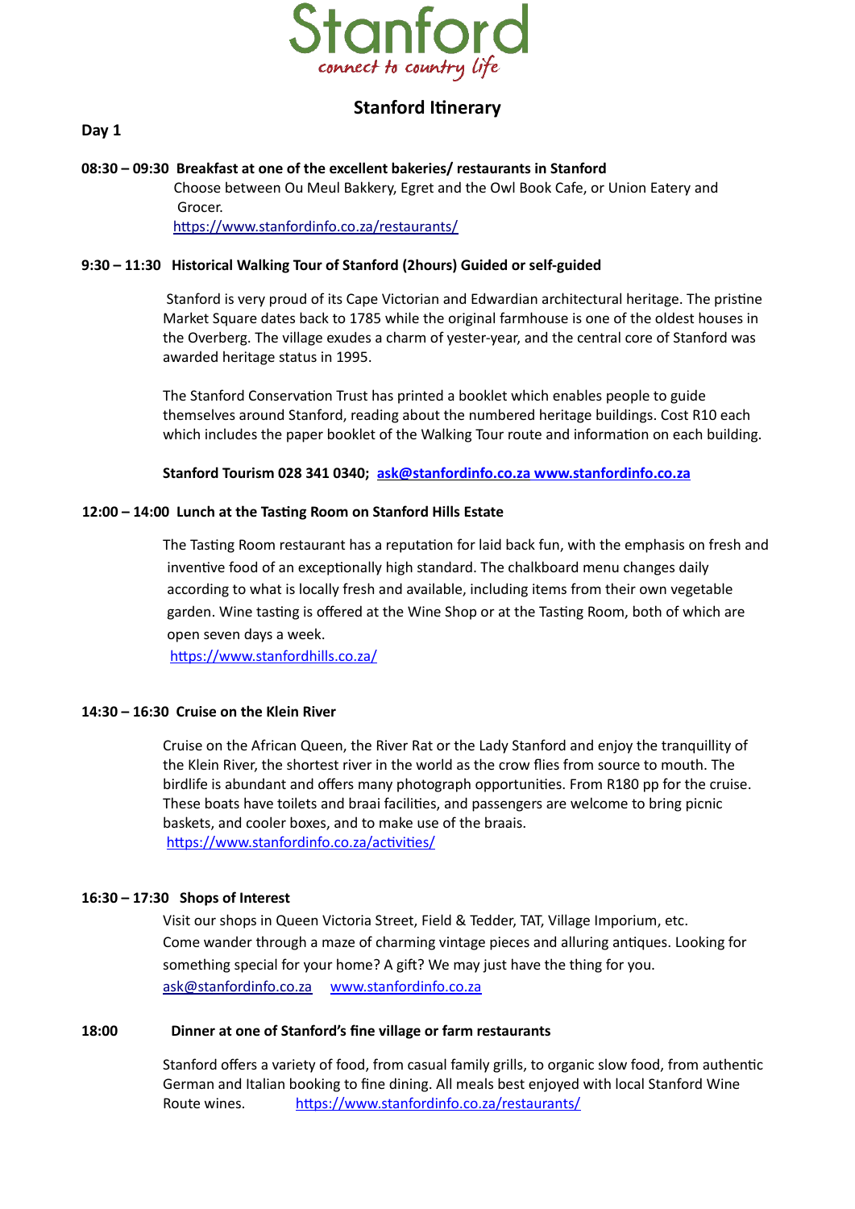# Stanford

*connect to country life*

## Stanford Itinerary

**Day 1**

**08:30 – 09:30 Breakfast at one of the excellent bakeries/ restaurants in Stanford**

Choose between Ou Meul Bakkery, Egret and the Owl Book Cafe, or Union Eatery and Grocer.

https://www.stanfordinfo.co.za/restaurants/

**9:30 – 11:30 Historical Walking Tour of Stanford (2hours) Guided or self-guided**

Stanford is very proud of its Cape Victorian and Edwardian architectural heritage. The pristine Market Square dates back to 1785 while the original farmhouse is one of the oldest houses in the Overberg. The village exudes a charm of yester-year, and the central core of Stanford was awarded heritage status in 1995.

The Stanford Conservation Trust has printed a booklet which enables people to guide themselves around Stanford, reading about the numbered heritage buildings. Cost R10 each which includes the paper booklet of the Walking Tour route and information on each building.

**Stanford Tourism 028 341 0340; ask@stanfordinfo.co.za www.stanfordinfo.co.za**

**12:00 – 14:00 Lunch at the Tasting Room on Stanford Hills Estate**

The Tasting Room restaurant has a reputation for laid back fun, with the emphasis on fresh and inventive food of an exceptionally high standard. The chalkboard menu changes daily according to what is locally fresh and available, including items from their own vegetable garden. Wine tasting is offered at the Wine Shop or at the Tasting Room, both of which are open seven days a week.

https://www.stanfordhills.co.za/

**14:30 – 16:30 Cruise on the Klein River**

Cruise on the African Queen, the River Rat or the Lady Stanford and enjoy the tranquillity of the Klein River, the shortest river in the world as the crow flies from source to mouth. The birdlife is abundant and offers many photograph opportunities. From R180 pp for the cruise. These boats have toilets and braai facilities, and passengers are welcome to bring picnic baskets, and cooler boxes, and to make use of the braais.

https://www.stanfordinfo.co.za/activities/

**16:30 – 17:30 Shops of Interest**

Visit our shops in Queen Victoria Street, Field & Tedder, TAT, Village Imporium, etc. Come wander through a maze of charming vintage pieces and alluring antiques. Looking for something special for your home? A gift? We may just have the thing for you.

ask@stanfordinfo.co.za www.stanfordinfo.co.za

**18:00 Dinner at one of Stanford's fine village or farm restaurants**

Stanford offers a variety of food, from casual family grills, to organic slow food, from authentic German and Italian booking to fine dining. All meals best enjoyed with local Stanford Wine Route wines. https://www.stanfordinfo.co.za/restaurants/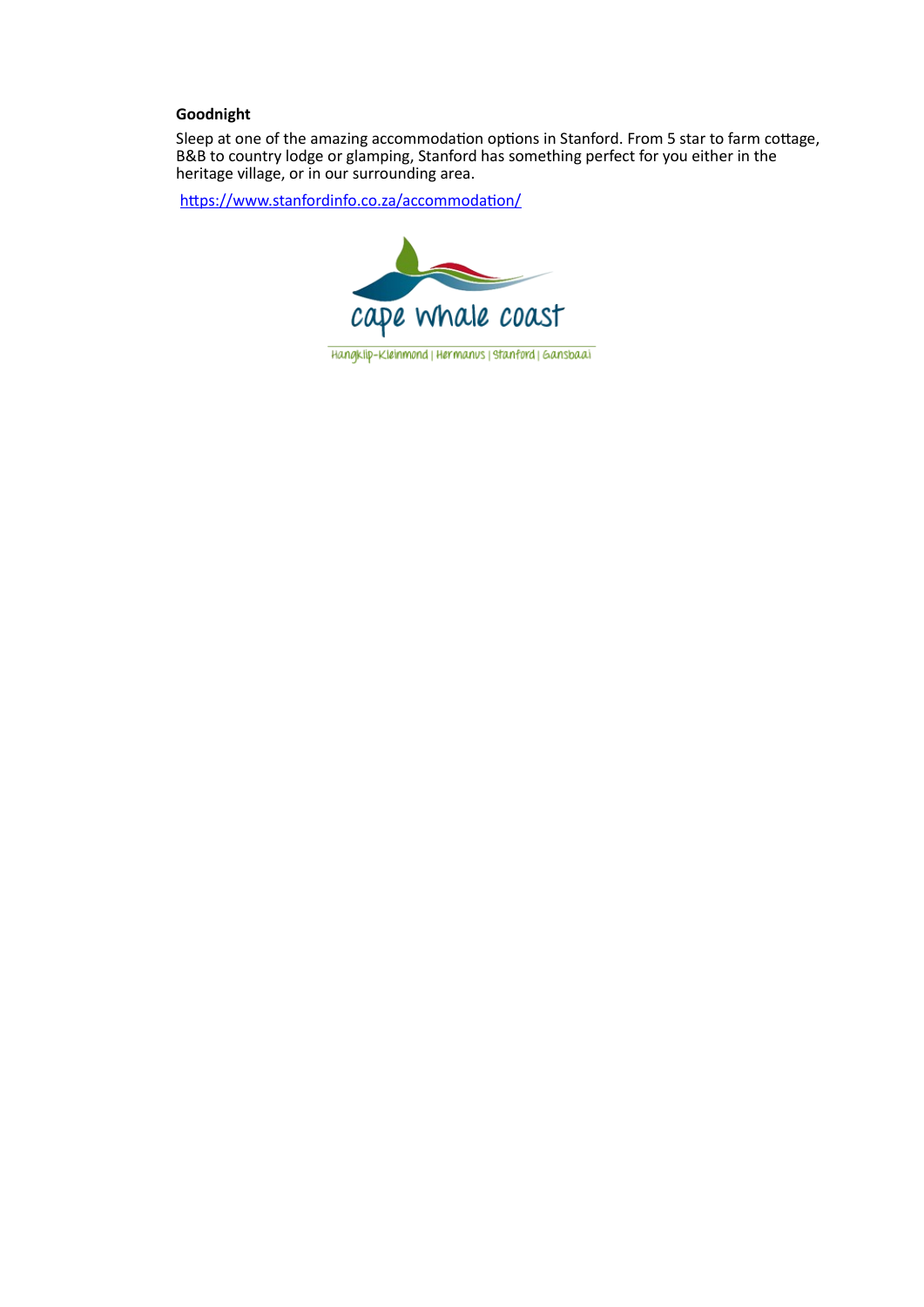**Goodnight**

Sleep at one of the amazing accommodation options in Stanford. From 5 star to farm cottage, B&B to country lodge or glamping, Stanford has something perfect for you either in the heritage village, or in our surrounding area.

https://www.stanfordinfo.co.za/accommodation/

cape whale coast

Hangklip-Kleinmond | Hermanus | Stanford | Gansbaai